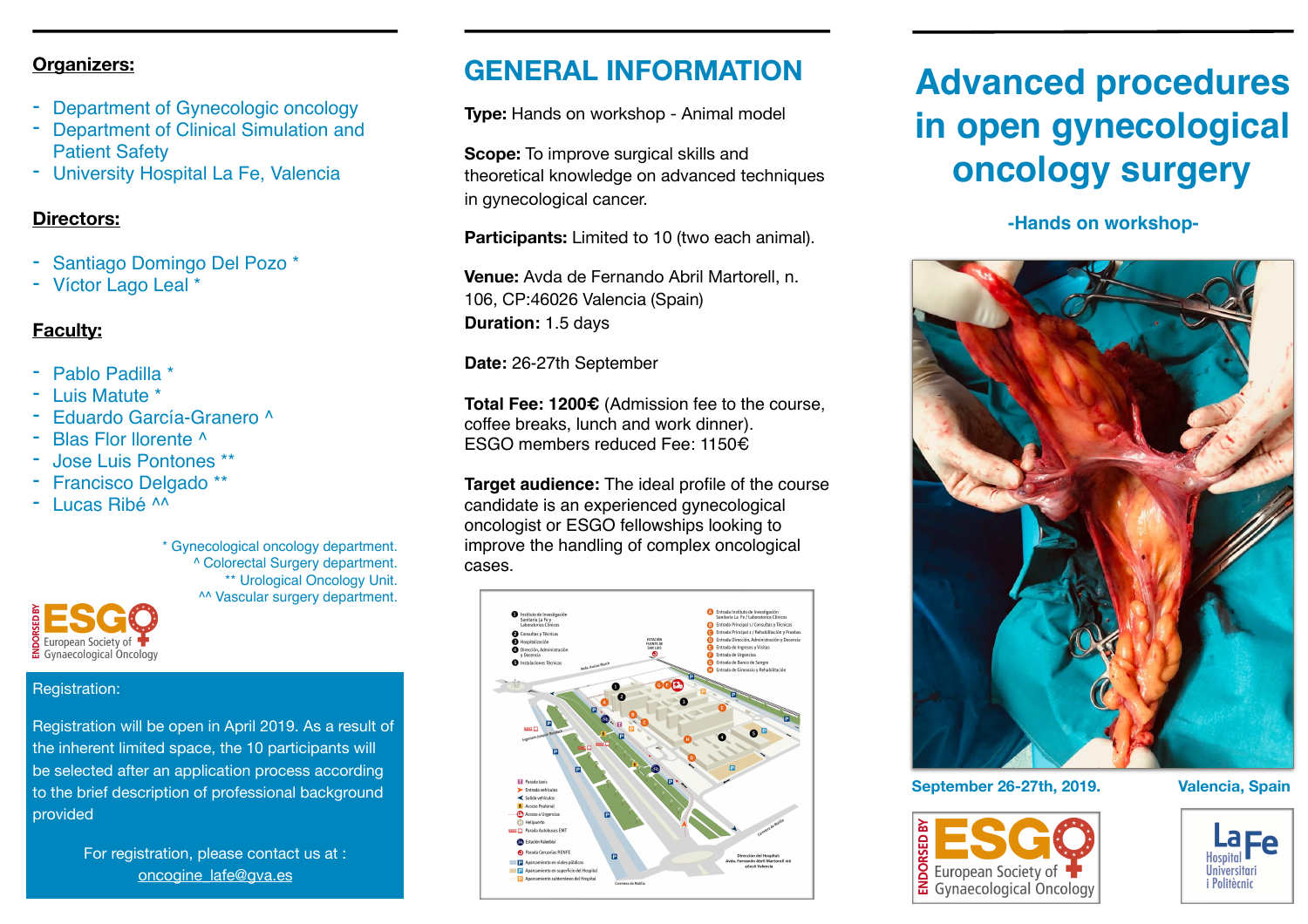**Organizers:**

- Department of Gynecologic oncology
- Department of Clinical Simulation and Patient Safety
- University Hospital La Fe, Valencia

**Directors:**

- Santiago Domingo Del Pozo *
- Víctor Lago Leal *

**Faculty:**

- Pablo Padilla *
- Luis Matute *
- Eduardo García-Granero ^
- Blas Flor llorente ^
- Jose Luis Pontones **
- Francisco Delgado **
- Lucas Ribé ^^

\* Gynecological oncology department.
^ Colorectal Surgery department.
** Urological Oncology Unit.
^^ Vascular surgery department.

ENDORSED BY ESGO European Society of Gynaecological Oncology

Registration:

Registration will be open in April 2019. As a result of the inherent limited space, the 10 participants will be selected after an application process according to the brief description of professional background provided

For registration, please contact us at : oncogine_lafe@gva.es

## GENERAL INFORMATION

**Type:** Hands on workshop - Animal model

**Scope:** To improve surgical skills and theoretical knowledge on advanced techniques in gynecological cancer.

**Participants:** Limited to 10 (two each animal).

**Venue:** Avda de Fernando Abril Martorell, n. 106, CP:46026 Valencia (Spain)

**Duration:** 1.5 days

**Date:** 26-27th September

**Total Fee: 1200€** (Admission fee to the course, coffee breaks, lunch and work dinner).
ESGO members reduced Fee: 1150€

**Target audience:** The ideal profile of the course candidate is an experienced gynecological oncologist or ESGO fellowships looking to improve the handling of complex oncological cases.

# Advanced procedures in open gynecological oncology surgery

### -Hands on workshop-

September 26-27th, 2019.

Valencia, Spain

ENDORSED BY ESGO European Society of Gynaecological Oncology

La Fe Hospital Universitari i Politècnic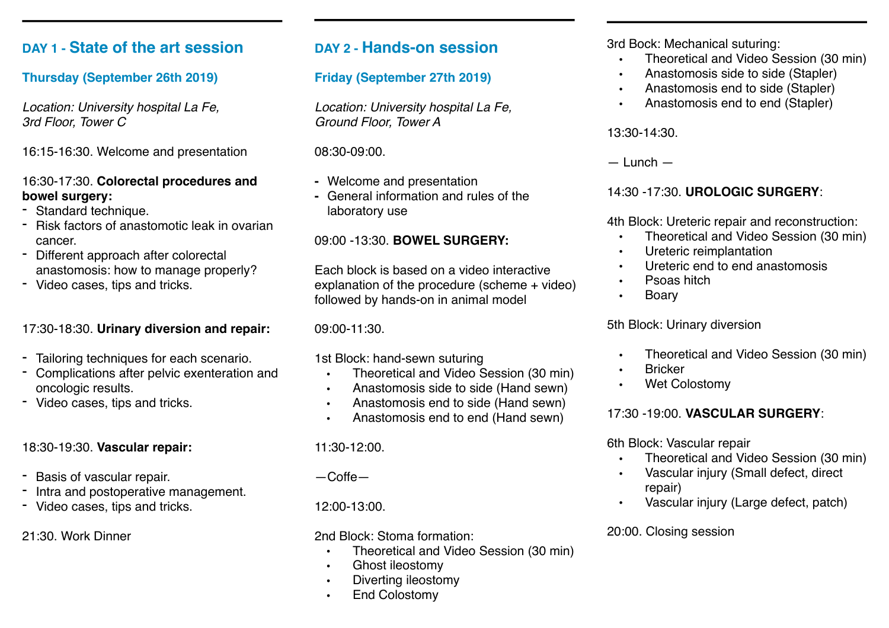## DAY 1 - State of the art session

**Thursday (September 26th 2019)**

*Location: University hospital La Fe,*
*3rd Floor, Tower C*

16:15-16:30. Welcome and presentation

16:30-17:30. **Colorectal procedures and bowel surgery:**

- Standard technique.
- Risk factors of anastomotic leak in ovarian cancer.
- Different approach after colorectal anastomosis: how to manage properly?
- Video cases, tips and tricks.

17:30-18:30. **Urinary diversion and repair:**

- Tailoring techniques for each scenario.
- Complications after pelvic exenteration and oncologic results.
- Video cases, tips and tricks.

18:30-19:30. **Vascular repair:**

- Basis of vascular repair.
- Intra and postoperative management.
- Video cases, tips and tricks.

21:30. Work Dinner

## DAY 2 - Hands-on session

**Friday (September 27th 2019)**

*Location: University hospital La Fe,*
*Ground Floor, Tower A*

08:30-09:00.

- Welcome and presentation
- General information and rules of the laboratory use

09:00 -13:30. **BOWEL SURGERY:**

Each block is based on a video interactive explanation of the procedure (scheme + video) followed by hands-on in animal model

09:00-11:30.

1st Block: hand-sewn suturing

- Theoretical and Video Session (30 min)
- Anastomosis side to side (Hand sewn)
- Anastomosis end to side (Hand sewn)
- Anastomosis end to end (Hand sewn)

11:30-12:00.

—Coffe—

12:00-13:00.

2nd Block: Stoma formation:

- Theoretical and Video Session (30 min)
- Ghost ileostomy
- Diverting ileostomy
- End Colostomy

3rd Bock: Mechanical suturing:

- Theoretical and Video Session (30 min)
- Anastomosis side to side (Stapler)
- Anastomosis end to side (Stapler)
- Anastomosis end to end (Stapler)

13:30-14:30.

— Lunch —

14:30 -17:30. **UROLOGIC SURGERY**:

4th Block: Ureteric repair and reconstruction:

- Theoretical and Video Session (30 min)
- Ureteric reimplantation
- Ureteric end to end anastomosis
- Psoas hitch
- Boary

5th Block: Urinary diversion

- Theoretical and Video Session (30 min)
- Bricker
- Wet Colostomy

17:30 -19:00. **VASCULAR SURGERY**:

6th Block: Vascular repair

- Theoretical and Video Session (30 min)
- Vascular injury (Small defect, direct repair)
- Vascular injury (Large defect, patch)

20:00. Closing session